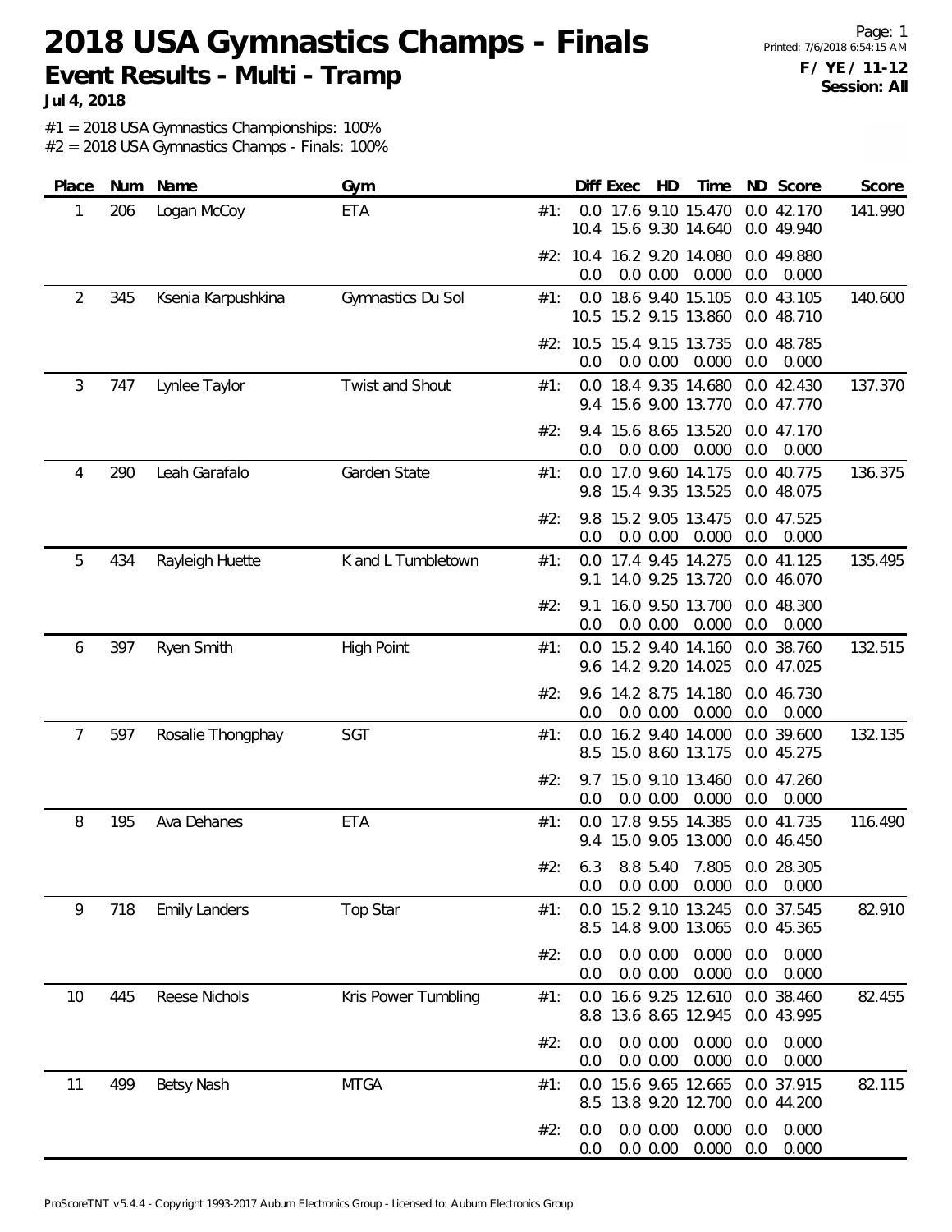# 2018 USA Gymnastics Champs - Finals

## Event Results - Multi - Tramp

**Jul 4, 2018**

**F / YE / 11-12**
**Session: All**

#1 = 2018 USA Gymnastics Championships: 100%
#2 = 2018 USA Gymnastics Champs - Finals: 100%

| Place | Num | Name | Gym | | Diff | Exec | HD | Time | ND | Score | Score |
|---|---|---|---|---|---|---|---|---|---|---|---|
| 1 | 206 | Logan McCoy | ETA | #1: | 0.0 | 17.6 | 9.10 | 15.470 | 0.0 | 42.170 | 141.990 |
| | | | | | 10.4 | 15.6 | 9.30 | 14.640 | 0.0 | 49.940 | |
| | | | | #2: | 10.4 | 16.2 | 9.20 | 14.080 | 0.0 | 49.880 | |
| | | | | | 0.0 | 0.0 | 0.00 | 0.000 | 0.0 | 0.000 | |
| 2 | 345 | Ksenia Karpushkina | Gymnastics Du Sol | #1: | 0.0 | 18.6 | 9.40 | 15.105 | 0.0 | 43.105 | 140.600 |
| | | | | | 10.5 | 15.2 | 9.15 | 13.860 | 0.0 | 48.710 | |
| | | | | #2: | 10.5 | 15.4 | 9.15 | 13.735 | 0.0 | 48.785 | |
| | | | | | 0.0 | 0.0 | 0.00 | 0.000 | 0.0 | 0.000 | |
| 3 | 747 | Lynlee Taylor | Twist and Shout | #1: | 0.0 | 18.4 | 9.35 | 14.680 | 0.0 | 42.430 | 137.370 |
| | | | | | 9.4 | 15.6 | 9.00 | 13.770 | 0.0 | 47.770 | |
| | | | | #2: | 9.4 | 15.6 | 8.65 | 13.520 | 0.0 | 47.170 | |
| | | | | | 0.0 | 0.0 | 0.00 | 0.000 | 0.0 | 0.000 | |
| 4 | 290 | Leah Garafalo | Garden State | #1: | 0.0 | 17.0 | 9.60 | 14.175 | 0.0 | 40.775 | 136.375 |
| | | | | | 9.8 | 15.4 | 9.35 | 13.525 | 0.0 | 48.075 | |
| | | | | #2: | 9.8 | 15.2 | 9.05 | 13.475 | 0.0 | 47.525 | |
| | | | | | 0.0 | 0.0 | 0.00 | 0.000 | 0.0 | 0.000 | |
| 5 | 434 | Rayleigh Huette | K and L Tumbletown | #1: | 0.0 | 17.4 | 9.45 | 14.275 | 0.0 | 41.125 | 135.495 |
| | | | | | 9.1 | 14.0 | 9.25 | 13.720 | 0.0 | 46.070 | |
| | | | | #2: | 9.1 | 16.0 | 9.50 | 13.700 | 0.0 | 48.300 | |
| | | | | | 0.0 | 0.0 | 0.00 | 0.000 | 0.0 | 0.000 | |
| 6 | 397 | Ryen Smith | High Point | #1: | 0.0 | 15.2 | 9.40 | 14.160 | 0.0 | 38.760 | 132.515 |
| | | | | | 9.6 | 14.2 | 9.20 | 14.025 | 0.0 | 47.025 | |
| | | | | #2: | 9.6 | 14.2 | 8.75 | 14.180 | 0.0 | 46.730 | |
| | | | | | 0.0 | 0.0 | 0.00 | 0.000 | 0.0 | 0.000 | |
| 7 | 597 | Rosalie Thongphay | SGT | #1: | 0.0 | 16.2 | 9.40 | 14.000 | 0.0 | 39.600 | 132.135 |
| | | | | | 8.5 | 15.0 | 8.60 | 13.175 | 0.0 | 45.275 | |
| | | | | #2: | 9.7 | 15.0 | 9.10 | 13.460 | 0.0 | 47.260 | |
| | | | | | 0.0 | 0.0 | 0.00 | 0.000 | 0.0 | 0.000 | |
| 8 | 195 | Ava Dehanes | ETA | #1: | 0.0 | 17.8 | 9.55 | 14.385 | 0.0 | 41.735 | 116.490 |
| | | | | | 9.4 | 15.0 | 9.05 | 13.000 | 0.0 | 46.450 | |
| | | | | #2: | 6.3 | 8.8 | 5.40 | 7.805 | 0.0 | 28.305 | |
| | | | | | 0.0 | 0.0 | 0.00 | 0.000 | 0.0 | 0.000 | |
| 9 | 718 | Emily Landers | Top Star | #1: | 0.0 | 15.2 | 9.10 | 13.245 | 0.0 | 37.545 | 82.910 |
| | | | | | 8.5 | 14.8 | 9.00 | 13.065 | 0.0 | 45.365 | |
| | | | | #2: | 0.0 | 0.0 | 0.00 | 0.000 | 0.0 | 0.000 | |
| | | | | | 0.0 | 0.0 | 0.00 | 0.000 | 0.0 | 0.000 | |
| 10 | 445 | Reese Nichols | Kris Power Tumbling | #1: | 0.0 | 16.6 | 9.25 | 12.610 | 0.0 | 38.460 | 82.455 |
| | | | | | 8.8 | 13.6 | 8.65 | 12.945 | 0.0 | 43.995 | |
| | | | | #2: | 0.0 | 0.0 | 0.00 | 0.000 | 0.0 | 0.000 | |
| | | | | | 0.0 | 0.0 | 0.00 | 0.000 | 0.0 | 0.000 | |
| 11 | 499 | Betsy Nash | MTGA | #1: | 0.0 | 15.6 | 9.65 | 12.665 | 0.0 | 37.915 | 82.115 |
| | | | | | 8.5 | 13.8 | 9.20 | 12.700 | 0.0 | 44.200 | |
| | | | | #2: | 0.0 | 0.0 | 0.00 | 0.000 | 0.0 | 0.000 | |
| | | | | | 0.0 | 0.0 | 0.00 | 0.000 | 0.0 | 0.000 | |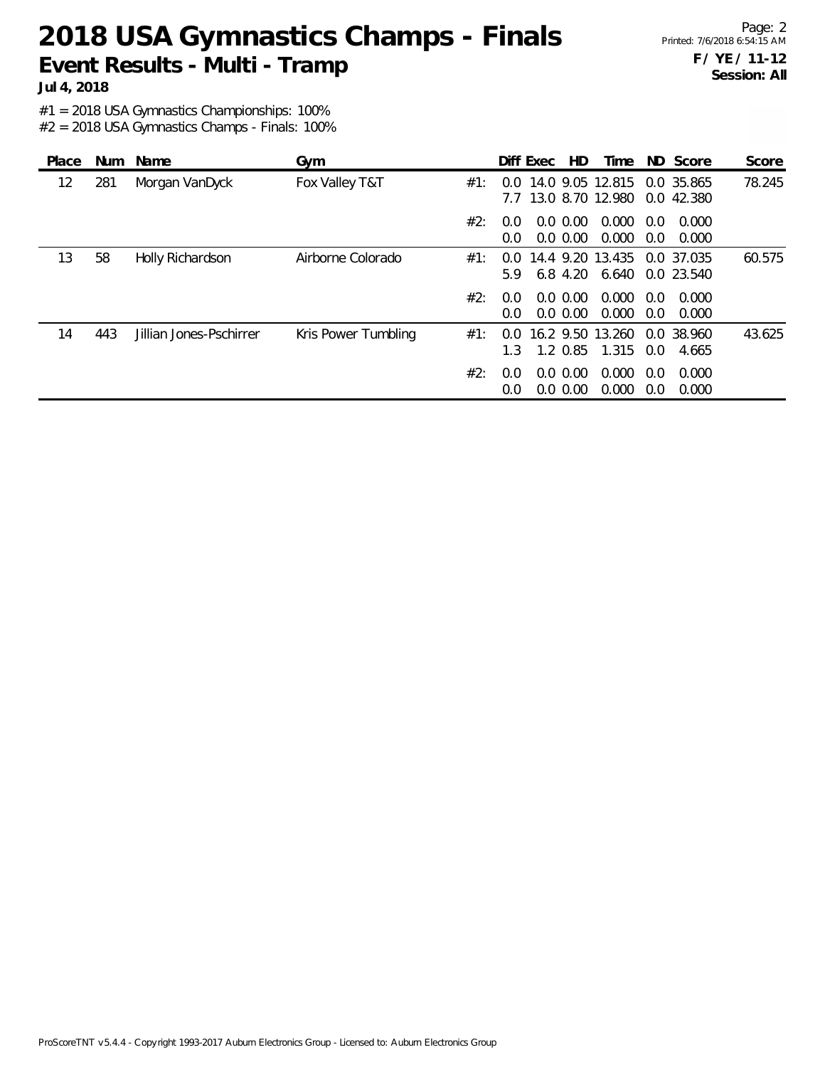# 2018 USA Gymnastics Champs - Finals

## Event Results - Multi - Tramp

**Jul 4, 2018**

**F / YE / 11-12**
**Session: All**

#1 = 2018 USA Gymnastics Championships: 100%
#2 = 2018 USA Gymnastics Champs - Finals: 100%

| Place | Num | Name | Gym | | Diff | Exec | HD | Time | ND | Score | Score |
|---|---|---|---|---|---|---|---|---|---|---|---|
| 12 | 281 | Morgan VanDyck | Fox Valley T&T | #1: | 0.0 | 14.0 | 9.05 | 12.815 | 0.0 | 35.865 | 78.245 |
| | | | | | 7.7 | 13.0 | 8.70 | 12.980 | 0.0 | 42.380 | |
| | | | | #2: | 0.0 | 0.0 | 0.00 | 0.000 | 0.0 | 0.000 | |
| | | | | | 0.0 | 0.0 | 0.00 | 0.000 | 0.0 | 0.000 | |
| 13 | 58 | Holly Richardson | Airborne Colorado | #1: | 0.0 | 14.4 | 9.20 | 13.435 | 0.0 | 37.035 | 60.575 |
| | | | | | 5.9 | 6.8 | 4.20 | 6.640 | 0.0 | 23.540 | |
| | | | | #2: | 0.0 | 0.0 | 0.00 | 0.000 | 0.0 | 0.000 | |
| | | | | | 0.0 | 0.0 | 0.00 | 0.000 | 0.0 | 0.000 | |
| 14 | 443 | Jillian Jones-Pschirrer | Kris Power Tumbling | #1: | 0.0 | 16.2 | 9.50 | 13.260 | 0.0 | 38.960 | 43.625 |
| | | | | | 1.3 | 1.2 | 0.85 | 1.315 | 0.0 | 4.665 | |
| | | | | #2: | 0.0 | 0.0 | 0.00 | 0.000 | 0.0 | 0.000 | |
| | | | | | 0.0 | 0.0 | 0.00 | 0.000 | 0.0 | 0.000 | |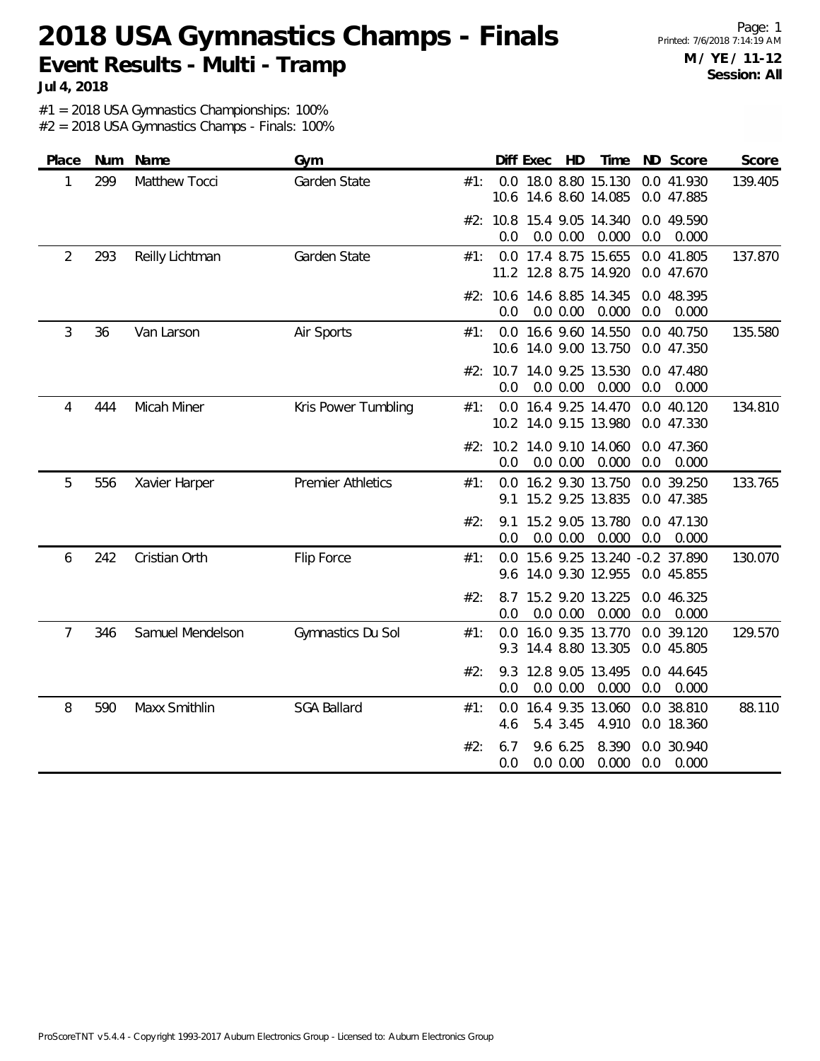# 2018 USA Gymnastics Champs - Finals

## Event Results - Multi - Tramp

**Jul 4, 2018**

**M / YE / 11-12**
**Session: All**

#1 = 2018 USA Gymnastics Championships: 100%
#2 = 2018 USA Gymnastics Champs - Finals: 100%

| Place | Num | Name | Gym | | Diff | Exec | HD | Time | ND | Score | Score |
|---|---|---|---|---|---|---|---|---|---|---|---|
| 1 | 299 | Matthew Tocci | Garden State | #1: | 0.0 | 18.0 | 8.80 | 15.130 | 0.0 | 41.930 | 139.405 |
| | | | | | 10.6 | 14.6 | 8.60 | 14.085 | 0.0 | 47.885 | |
| | | | | #2: | 10.8 | 15.4 | 9.05 | 14.340 | 0.0 | 49.590 | |
| | | | | | 0.0 | 0.0 | 0.00 | 0.000 | 0.0 | 0.000 | |
| 2 | 293 | Reilly Lichtman | Garden State | #1: | 0.0 | 17.4 | 8.75 | 15.655 | 0.0 | 41.805 | 137.870 |
| | | | | | 11.2 | 12.8 | 8.75 | 14.920 | 0.0 | 47.670 | |
| | | | | #2: | 10.6 | 14.6 | 8.85 | 14.345 | 0.0 | 48.395 | |
| | | | | | 0.0 | 0.0 | 0.00 | 0.000 | 0.0 | 0.000 | |
| 3 | 36 | Van Larson | Air Sports | #1: | 0.0 | 16.6 | 9.60 | 14.550 | 0.0 | 40.750 | 135.580 |
| | | | | | 10.6 | 14.0 | 9.00 | 13.750 | 0.0 | 47.350 | |
| | | | | #2: | 10.7 | 14.0 | 9.25 | 13.530 | 0.0 | 47.480 | |
| | | | | | 0.0 | 0.0 | 0.00 | 0.000 | 0.0 | 0.000 | |
| 4 | 444 | Micah Miner | Kris Power Tumbling | #1: | 0.0 | 16.4 | 9.25 | 14.470 | 0.0 | 40.120 | 134.810 |
| | | | | | 10.2 | 14.0 | 9.15 | 13.980 | 0.0 | 47.330 | |
| | | | | #2: | 10.2 | 14.0 | 9.10 | 14.060 | 0.0 | 47.360 | |
| | | | | | 0.0 | 0.0 | 0.00 | 0.000 | 0.0 | 0.000 | |
| 5 | 556 | Xavier Harper | Premier Athletics | #1: | 0.0 | 16.2 | 9.30 | 13.750 | 0.0 | 39.250 | 133.765 |
| | | | | | 9.1 | 15.2 | 9.25 | 13.835 | 0.0 | 47.385 | |
| | | | | #2: | 9.1 | 15.2 | 9.05 | 13.780 | 0.0 | 47.130 | |
| | | | | | 0.0 | 0.0 | 0.00 | 0.000 | 0.0 | 0.000 | |
| 6 | 242 | Cristian Orth | Flip Force | #1: | 0.0 | 15.6 | 9.25 | 13.240 | -0.2 | 37.890 | 130.070 |
| | | | | | 9.6 | 14.0 | 9.30 | 12.955 | 0.0 | 45.855 | |
| | | | | #2: | 8.7 | 15.2 | 9.20 | 13.225 | 0.0 | 46.325 | |
| | | | | | 0.0 | 0.0 | 0.00 | 0.000 | 0.0 | 0.000 | |
| 7 | 346 | Samuel Mendelson | Gymnastics Du Sol | #1: | 0.0 | 16.0 | 9.35 | 13.770 | 0.0 | 39.120 | 129.570 |
| | | | | | 9.3 | 14.4 | 8.80 | 13.305 | 0.0 | 45.805 | |
| | | | | #2: | 9.3 | 12.8 | 9.05 | 13.495 | 0.0 | 44.645 | |
| | | | | | 0.0 | 0.0 | 0.00 | 0.000 | 0.0 | 0.000 | |
| 8 | 590 | Maxx Smithlin | SGA Ballard | #1: | 0.0 | 16.4 | 9.35 | 13.060 | 0.0 | 38.810 | 88.110 |
| | | | | | 4.6 | 5.4 | 3.45 | 4.910 | 0.0 | 18.360 | |
| | | | | #2: | 6.7 | 9.6 | 6.25 | 8.390 | 0.0 | 30.940 | |
| | | | | | 0.0 | 0.0 | 0.00 | 0.000 | 0.0 | 0.000 | |

ProScoreTNT v5.4.4 - Copyright 1993-2017 Auburn Electronics Group - Licensed to: Auburn Electronics Group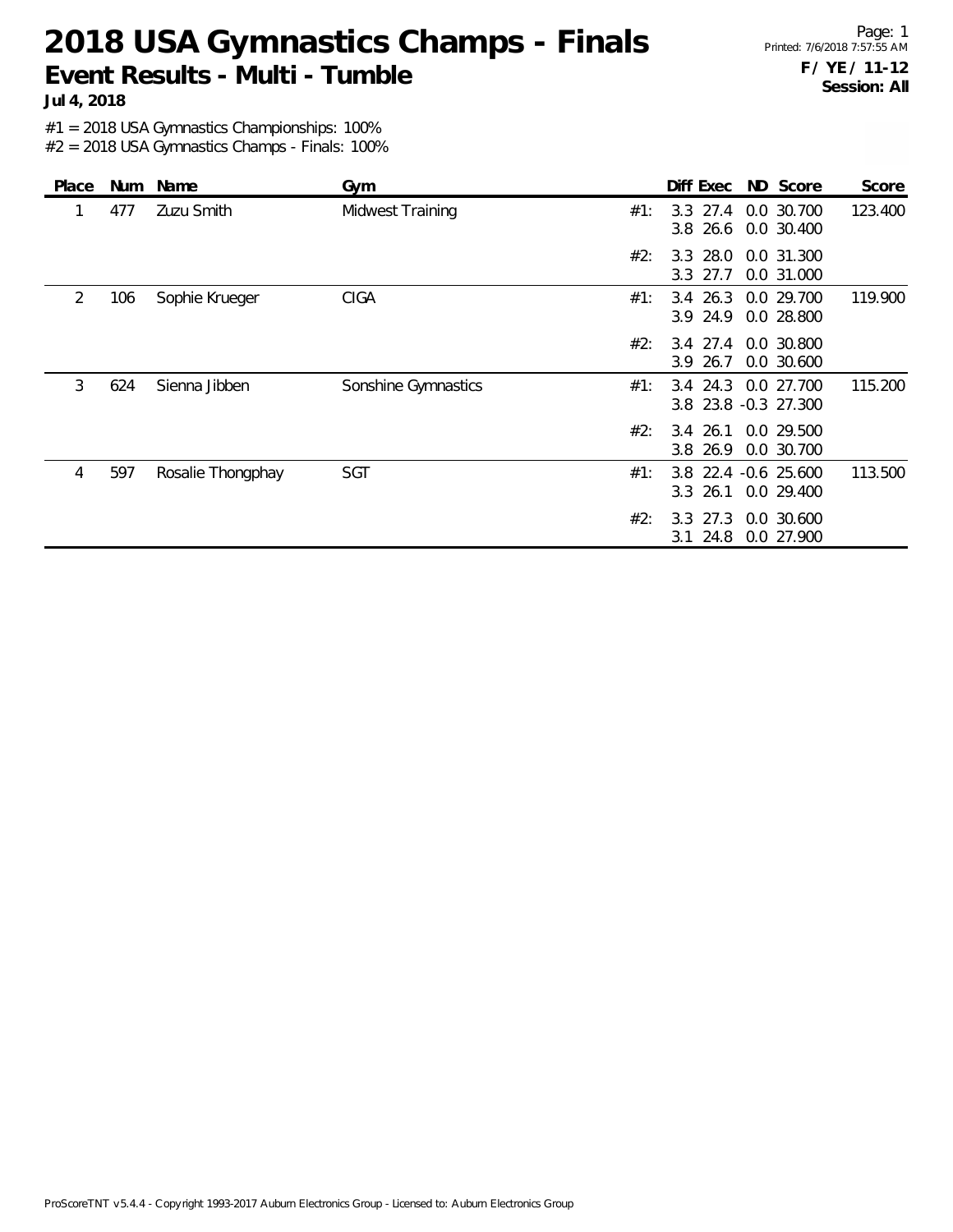# 2018 USA Gymnastics Champs - Finals

## Event Results - Multi - Tumble

**Jul 4, 2018**

**F / YE / 11-12**
**Session: All**

#1 = 2018 USA Gymnastics Championships: 100%
#2 = 2018 USA Gymnastics Champs - Finals: 100%

| Place | Num | Name | Gym | | Diff | Exec | ND | Score | Score |
|---|---|---|---|---|---|---|---|---|---|
| 1 | 477 | Zuzu Smith | Midwest Training | #1: | 3.3 | 27.4 | 0.0 | 30.700 | 123.400 |
| | | | | | 3.8 | 26.6 | 0.0 | 30.400 | |
| | | | | #2: | 3.3 | 28.0 | 0.0 | 31.300 | |
| | | | | | 3.3 | 27.7 | 0.0 | 31.000 | |
| 2 | 106 | Sophie Krueger | CIGA | #1: | 3.4 | 26.3 | 0.0 | 29.700 | 119.900 |
| | | | | | 3.9 | 24.9 | 0.0 | 28.800 | |
| | | | | #2: | 3.4 | 27.4 | 0.0 | 30.800 | |
| | | | | | 3.9 | 26.7 | 0.0 | 30.600 | |
| 3 | 624 | Sienna Jibben | Sonshine Gymnastics | #1: | 3.4 | 24.3 | 0.0 | 27.700 | 115.200 |
| | | | | | 3.8 | 23.8 | -0.3 | 27.300 | |
| | | | | #2: | 3.4 | 26.1 | 0.0 | 29.500 | |
| | | | | | 3.8 | 26.9 | 0.0 | 30.700 | |
| 4 | 597 | Rosalie Thongphay | SGT | #1: | 3.8 | 22.4 | -0.6 | 25.600 | 113.500 |
| | | | | | 3.3 | 26.1 | 0.0 | 29.400 | |
| | | | | #2: | 3.3 | 27.3 | 0.0 | 30.600 | |
| | | | | | 3.1 | 24.8 | 0.0 | 27.900 | |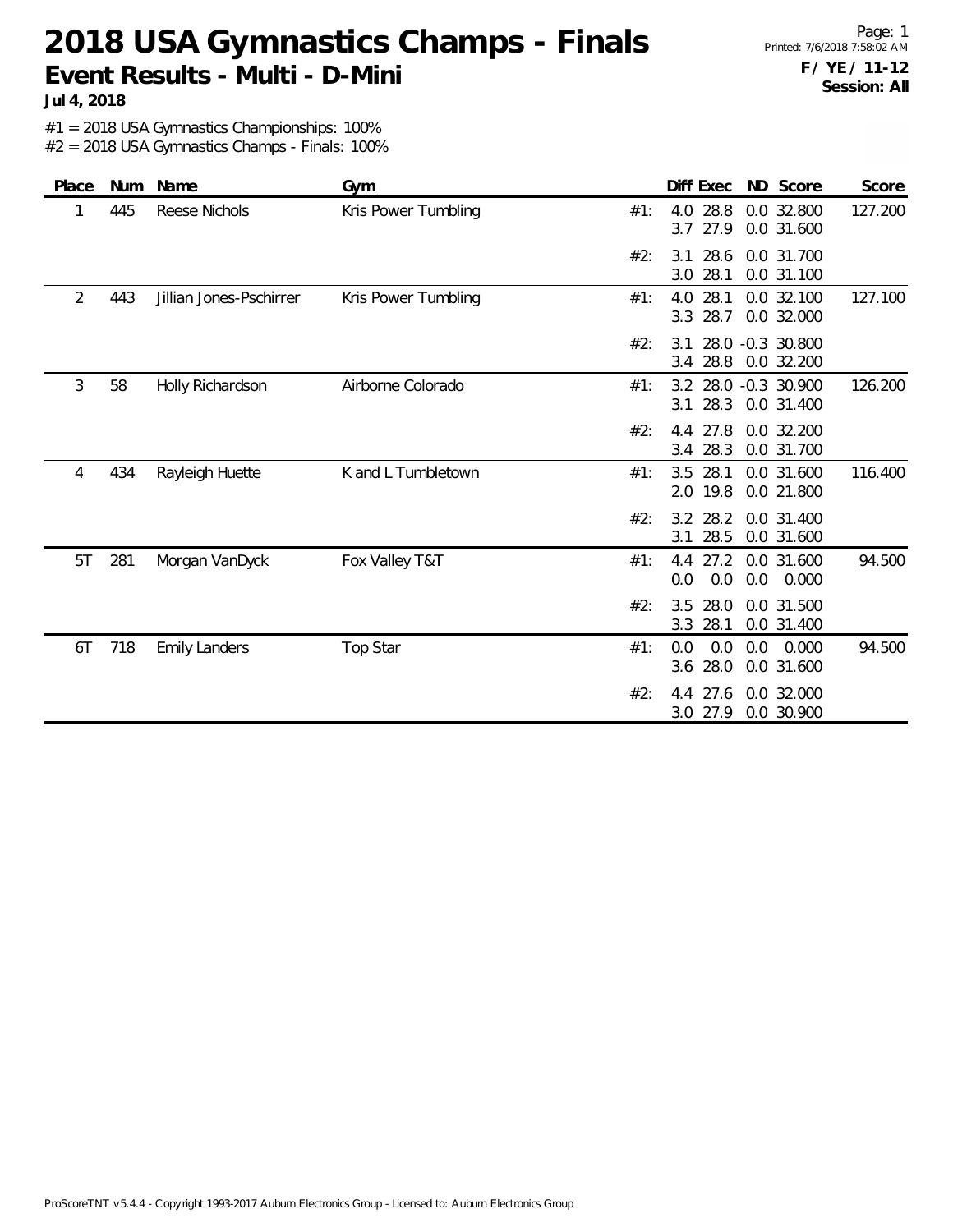# 2018 USA Gymnastics Champs - Finals

## Event Results - Multi - D-Mini

**Jul 4, 2018**

**F / YE / 11-12**
**Session: All**

#1 = 2018 USA Gymnastics Championships: 100%
#2 = 2018 USA Gymnastics Champs - Finals: 100%

| Place | Num | Name | Gym | | Diff | Exec | ND | Score | Score |
|---|---|---|---|---|---|---|---|---|---|
| 1 | 445 | Reese Nichols | Kris Power Tumbling | #1: | 4.0 | 28.8 | 0.0 | 32.800 | 127.200 |
| | | | | | 3.7 | 27.9 | 0.0 | 31.600 | |
| | | | | #2: | 3.1 | 28.6 | 0.0 | 31.700 | |
| | | | | | 3.0 | 28.1 | 0.0 | 31.100 | |
| 2 | 443 | Jillian Jones-Pschirrer | Kris Power Tumbling | #1: | 4.0 | 28.1 | 0.0 | 32.100 | 127.100 |
| | | | | | 3.3 | 28.7 | 0.0 | 32.000 | |
| | | | | #2: | 3.1 | 28.0 | -0.3 | 30.800 | |
| | | | | | 3.4 | 28.8 | 0.0 | 32.200 | |
| 3 | 58 | Holly Richardson | Airborne Colorado | #1: | 3.2 | 28.0 | -0.3 | 30.900 | 126.200 |
| | | | | | 3.1 | 28.3 | 0.0 | 31.400 | |
| | | | | #2: | 4.4 | 27.8 | 0.0 | 32.200 | |
| | | | | | 3.4 | 28.3 | 0.0 | 31.700 | |
| 4 | 434 | Rayleigh Huette | K and L Tumbletown | #1: | 3.5 | 28.1 | 0.0 | 31.600 | 116.400 |
| | | | | | 2.0 | 19.8 | 0.0 | 21.800 | |
| | | | | #2: | 3.2 | 28.2 | 0.0 | 31.400 | |
| | | | | | 3.1 | 28.5 | 0.0 | 31.600 | |
| 5T | 281 | Morgan VanDyck | Fox Valley T&T | #1: | 4.4 | 27.2 | 0.0 | 31.600 | 94.500 |
| | | | | | 0.0 | 0.0 | 0.0 | 0.000 | |
| | | | | #2: | 3.5 | 28.0 | 0.0 | 31.500 | |
| | | | | | 3.3 | 28.1 | 0.0 | 31.400 | |
| 6T | 718 | Emily Landers | Top Star | #1: | 0.0 | 0.0 | 0.0 | 0.000 | 94.500 |
| | | | | | 3.6 | 28.0 | 0.0 | 31.600 | |
| | | | | #2: | 4.4 | 27.6 | 0.0 | 32.000 | |
| | | | | | 3.0 | 27.9 | 0.0 | 30.900 | |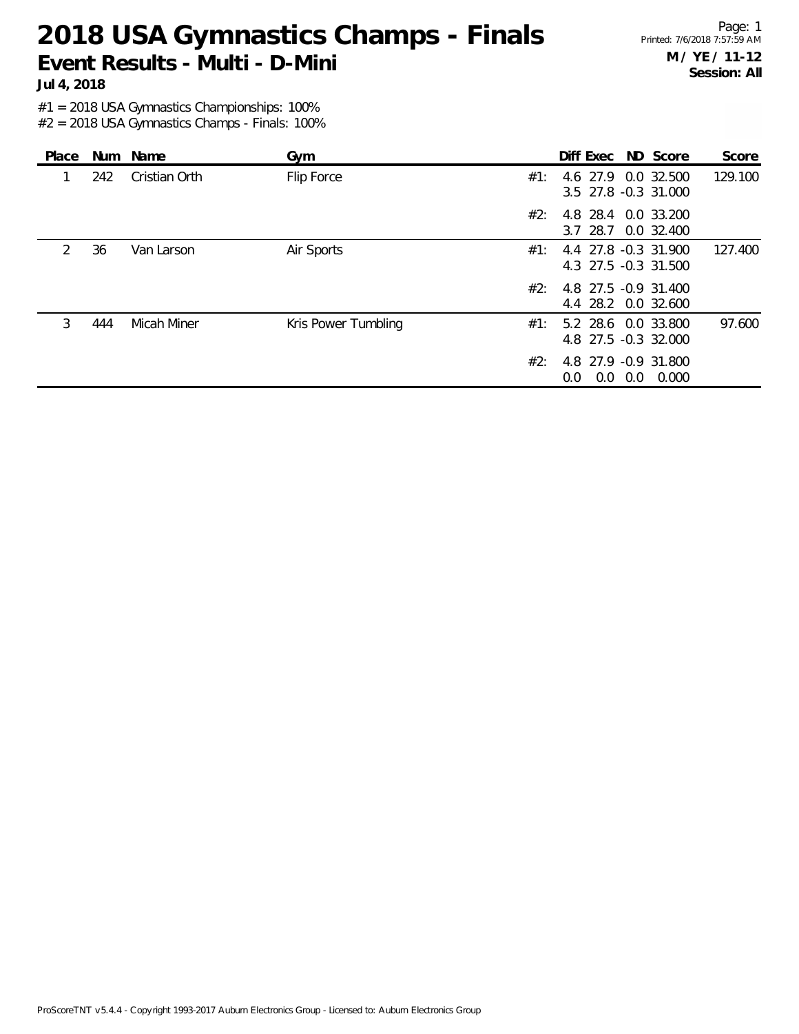# 2018 USA Gymnastics Champs - Finals

## Event Results - Multi - D-Mini

**Jul 4, 2018**

**M / YE / 11-12**
**Session: All**

#1 = 2018 USA Gymnastics Championships: 100%
#2 = 2018 USA Gymnastics Champs - Finals: 100%

| Place | Num | Name | Gym | | Diff | Exec | ND | Score | Score |
|---|---|---|---|---|---|---|---|---|---|
| 1 | 242 | Cristian Orth | Flip Force | #1: | 4.6 | 27.9 | 0.0 | 32.500 | 129.100 |
| | | | | | 3.5 | 27.8 | -0.3 | 31.000 | |
| | | | | #2: | 4.8 | 28.4 | 0.0 | 33.200 | |
| | | | | | 3.7 | 28.7 | 0.0 | 32.400 | |
| 2 | 36 | Van Larson | Air Sports | #1: | 4.4 | 27.8 | -0.3 | 31.900 | 127.400 |
| | | | | | 4.3 | 27.5 | -0.3 | 31.500 | |
| | | | | #2: | 4.8 | 27.5 | -0.9 | 31.400 | |
| | | | | | 4.4 | 28.2 | 0.0 | 32.600 | |
| 3 | 444 | Micah Miner | Kris Power Tumbling | #1: | 5.2 | 28.6 | 0.0 | 33.800 | 97.600 |
| | | | | | 4.8 | 27.5 | -0.3 | 32.000 | |
| | | | | #2: | 4.8 | 27.9 | -0.9 | 31.800 | |
| | | | | | 0.0 | 0.0 | 0.0 | 0.000 | |

ProScoreTNT v5.4.4 - Copyright 1993-2017 Auburn Electronics Group - Licensed to: Auburn Electronics Group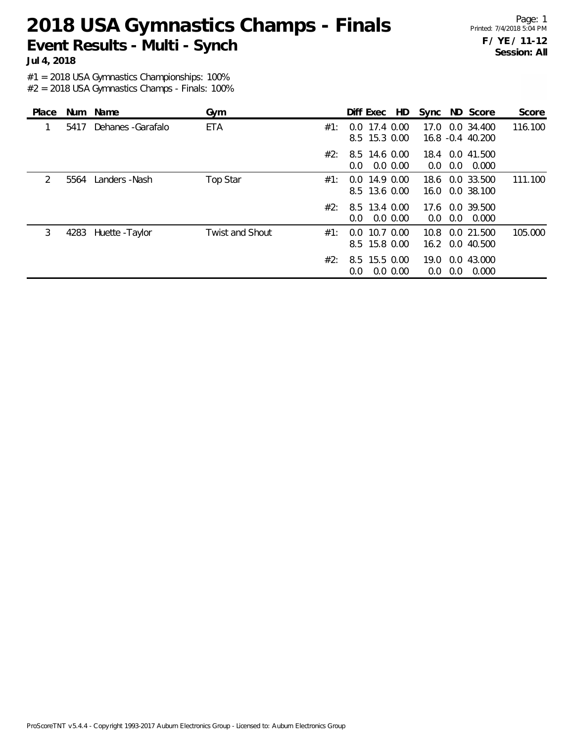# 2018 USA Gymnastics Champs - Finals

## Event Results - Multi - Synch

**Jul 4, 2018**

**F / YE / 11-12**
**Session: All**

#1 = 2018 USA Gymnastics Championships: 100%
#2 = 2018 USA Gymnastics Champs - Finals: 100%

| Place | Num | Name | Gym | | Diff | Exec | HD | Sync | ND | Score | Score |
|---|---|---|---|---|---|---|---|---|---|---|---|
| 1 | 5417 | Dehanes -Garafalo | ETA | #1: | 0.0 | 17.4 | 0.00 | 17.0 | 0.0 | 34.400 | 116.100 |
| | | | | | 8.5 | 15.3 | 0.00 | 16.8 | -0.4 | 40.200 | |
| | | | | #2: | 8.5 | 14.6 | 0.00 | 18.4 | 0.0 | 41.500 | |
| | | | | | 0.0 | 0.0 | 0.00 | 0.0 | 0.0 | 0.000 | |
| 2 | 5564 | Landers -Nash | Top Star | #1: | 0.0 | 14.9 | 0.00 | 18.6 | 0.0 | 33.500 | 111.100 |
| | | | | | 8.5 | 13.6 | 0.00 | 16.0 | 0.0 | 38.100 | |
| | | | | #2: | 8.5 | 13.4 | 0.00 | 17.6 | 0.0 | 39.500 | |
| | | | | | 0.0 | 0.0 | 0.00 | 0.0 | 0.0 | 0.000 | |
| 3 | 4283 | Huette -Taylor | Twist and Shout | #1: | 0.0 | 10.7 | 0.00 | 10.8 | 0.0 | 21.500 | 105.000 |
| | | | | | 8.5 | 15.8 | 0.00 | 16.2 | 0.0 | 40.500 | |
| | | | | #2: | 8.5 | 15.5 | 0.00 | 19.0 | 0.0 | 43.000 | |
| | | | | | 0.0 | 0.0 | 0.00 | 0.0 | 0.0 | 0.000 | |

ProScoreTNT v5.4.4 - Copyright 1993-2017 Auburn Electronics Group - Licensed to: Auburn Electronics Group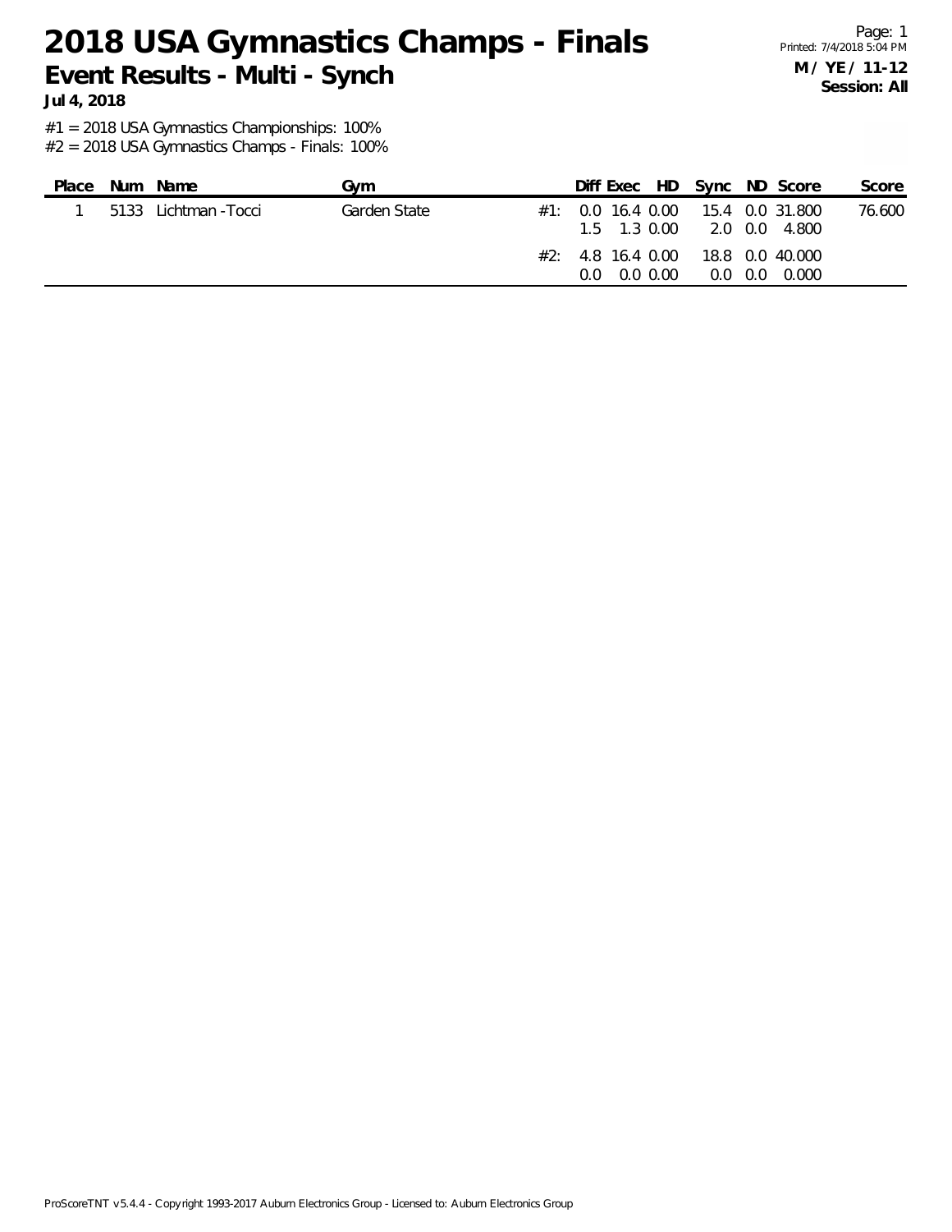# 2018 USA Gymnastics Champs - Finals

## Event Results - Multi - Synch

**Jul 4, 2018**

Page: 1
Printed: 7/4/2018 5:04 PM
**M / YE / 11-12**
**Session: All**

#1 = 2018 USA Gymnastics Championships: 100%
#2 = 2018 USA Gymnastics Champs - Finals: 100%

| Place | Num | Name | Gym | | Diff | Exec | HD | Sync | ND | Score | Score |
|---|---|---|---|---|---|---|---|---|---|---|---|
| 1 | 5133 | Lichtman -Tocci | Garden State | #1: | 0.0 | 16.4 | 0.00 | 15.4 | 0.0 | 31.800 | 76.600 |
| | | | | | 1.5 | 1.3 | 0.00 | 2.0 | 0.0 | 4.800 | |
| | | | | #2: | 4.8 | 16.4 | 0.00 | 18.8 | 0.0 | 40.000 | |
| | | | | | 0.0 | 0.0 | 0.00 | 0.0 | 0.0 | 0.000 | |

ProScoreTNT v5.4.4 - Copyright 1993-2017 Auburn Electronics Group - Licensed to: Auburn Electronics Group